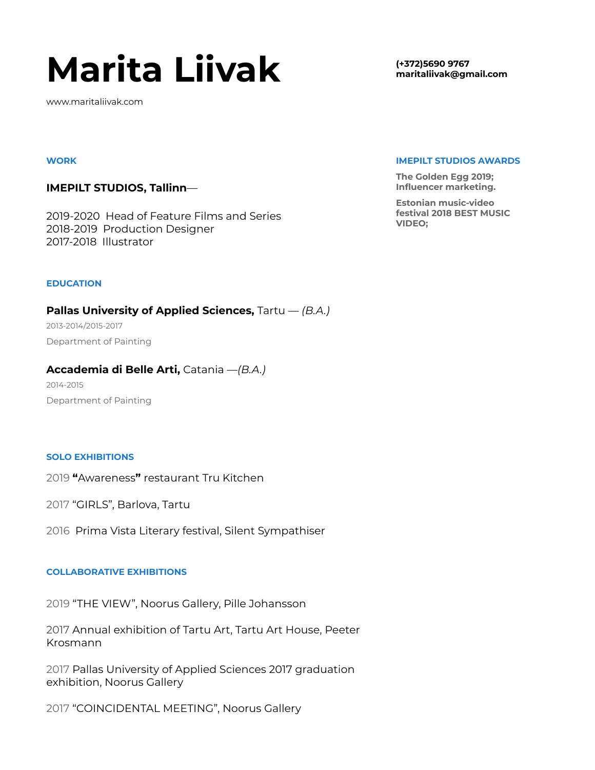# Marita Liivak

www.maritaliivak.com

**(+372)5690 9767**
**maritaliivak@gmail.com**

## WORK

### IMEPILT STUDIOS, Tallinn—

2019-2020 Head of Feature Films and Series
2018-2019 Production Designer
2017-2018 Illustrator

## IMEPILT STUDIOS AWARDS

**The Golden Egg 2019; Influencer marketing.**

**Estonian music-video festival 2018 BEST MUSIC VIDEO;**

## EDUCATION

**Pallas University of Applied Sciences,** Tartu — *(B.A.)*

2013-2014/2015-2017

Department of Painting

**Accademia di Belle Arti,** Catania —*(B.A.)*

2014-2015

Department of Painting

## SOLO EXHIBITIONS

2019 **“**Awareness**”** restaurant Tru Kitchen

2017 “GIRLS”, Barlova, Tartu

2016 Prima Vista Literary festival, Silent Sympathiser

## COLLABORATIVE EXHIBITIONS

2019 “THE VIEW”, Noorus Gallery, Pille Johansson

2017 Annual exhibition of Tartu Art, Tartu Art House, Peeter Krosmann

2017 Pallas University of Applied Sciences 2017 graduation exhibition, Noorus Gallery

2017 “COINCIDENTAL MEETING”, Noorus Gallery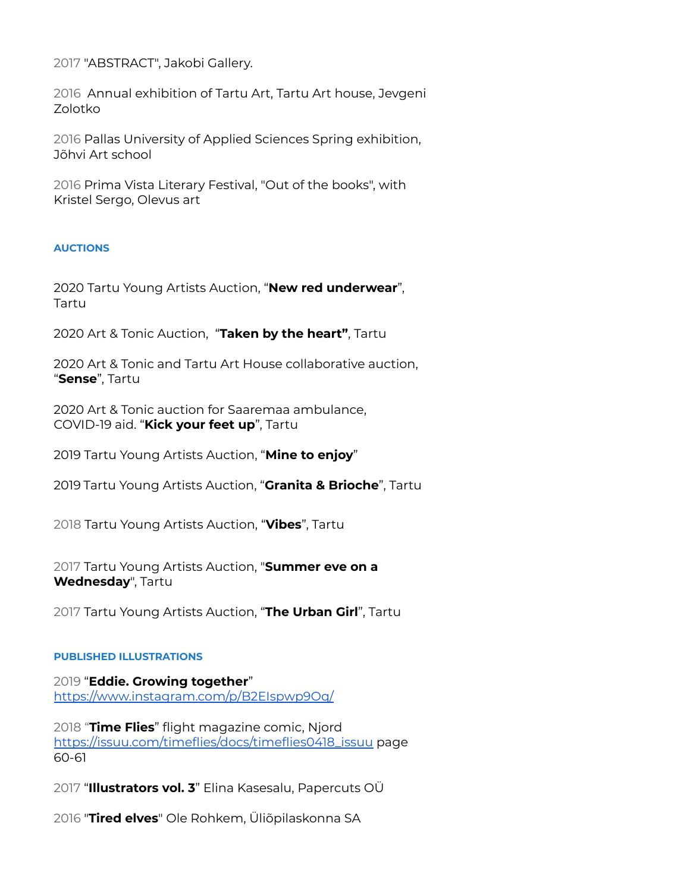2017 "ABSTRACT", Jakobi Gallery.

2016 Annual exhibition of Tartu Art, Tartu Art house, Jevgeni Zolotko

2016 Pallas University of Applied Sciences Spring exhibition, Jõhvi Art school

2016 Prima Vista Literary Festival, "Out of the books", with Kristel Sergo, Olevus art

## AUCTIONS

2020 Tartu Young Artists Auction, "**New red underwear**", Tartu

2020 Art & Tonic Auction, "**Taken by the heart"**, Tartu

2020 Art & Tonic and Tartu Art House collaborative auction, "**Sense**", Tartu

2020 Art & Tonic auction for Saaremaa ambulance, COVID-19 aid. "**Kick your feet up**", Tartu

2019 Tartu Young Artists Auction, "**Mine to enjoy**"

2019 Tartu Young Artists Auction, "**Granita & Brioche**", Tartu

2018 Tartu Young Artists Auction, "**Vibes**", Tartu

2017 Tartu Young Artists Auction, "**Summer eve on a Wednesday**", Tartu

2017 Tartu Young Artists Auction, "**The Urban Girl**", Tartu

## PUBLISHED ILLUSTRATIONS

2019 "**Eddie. Growing together**"
https://www.instagram.com/p/B2EIspwp9Oq/

2018 "**Time Flies**" flight magazine comic, Njord
https://issuu.com/timeflies/docs/timeflies0418_issuu page 60-61

2017 "**Illustrators vol. 3**" Elina Kasesalu, Papercuts OÜ

2016 "**Tired elves**" Ole Rohkem, Üliõpilaskonna SA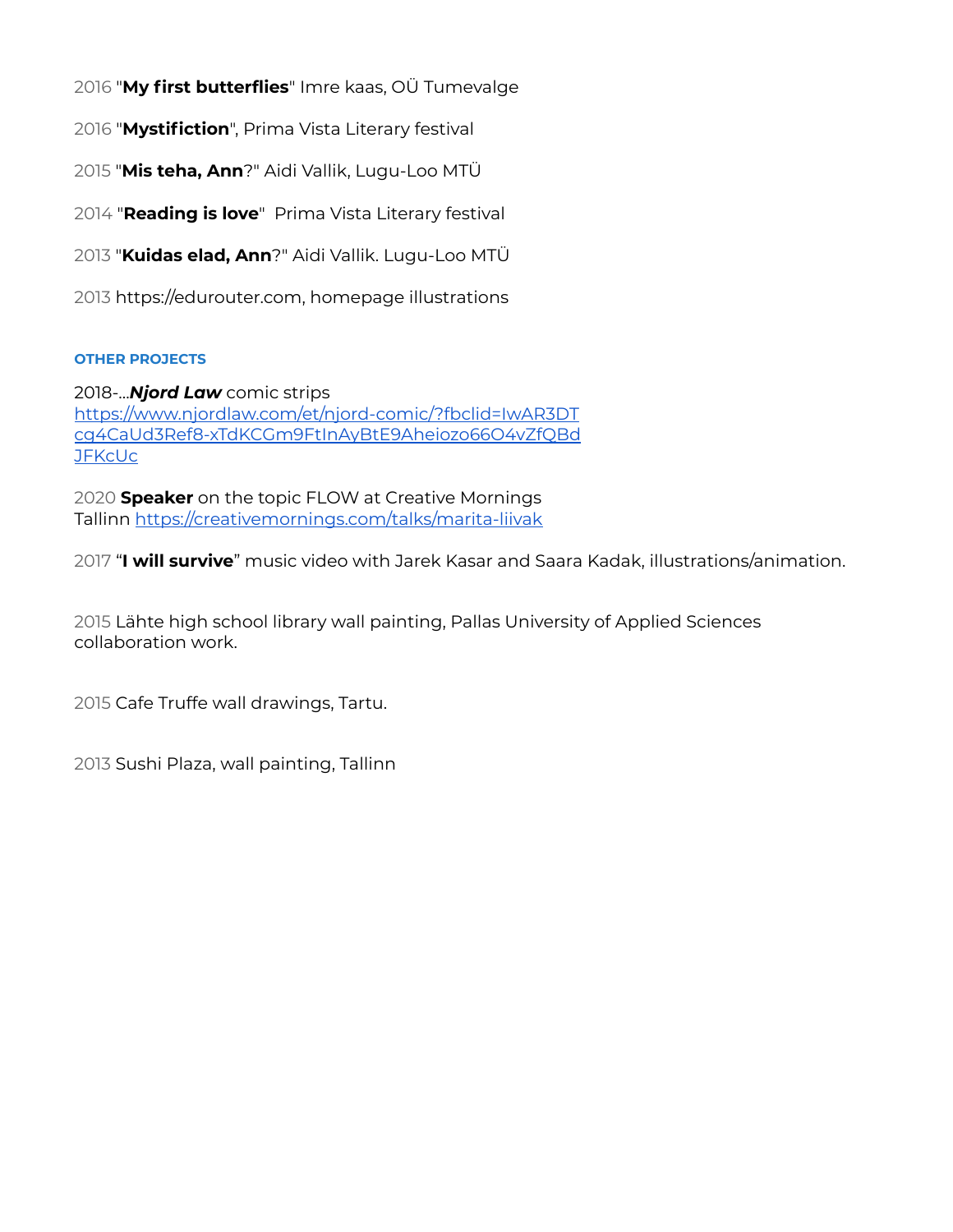2016 "**My first butterflies**" Imre kaas, OÜ Tumevalge

2016 "**Mystifiction**", Prima Vista Literary festival

2015 "**Mis teha, Ann**?" Aidi Vallik, Lugu-Loo MTÜ

2014 "**Reading is love**"  Prima Vista Literary festival

2013 "**Kuidas elad, Ann**?" Aidi Vallik. Lugu-Loo MTÜ

2013 https://edurouter.com, homepage illustrations

#### OTHER PROJECTS

2018-...***Njord Law*** comic strips
https://www.njordlaw.com/et/njord-comic/?fbclid=IwAR3DTcg4CaUd3Ref8-xTdKCGm9FtInAyBtE9Aheiozo66O4vZfQBdJFKcUc

2020 **Speaker** on the topic FLOW at Creative Mornings Tallinn https://creativemornings.com/talks/marita-liivak

2017 "**I will survive**" music video with Jarek Kasar and Saara Kadak, illustrations/animation.

2015 Lähte high school library wall painting, Pallas University of Applied Sciences collaboration work.

2015 Cafe Truffe wall drawings, Tartu.

2013 Sushi Plaza, wall painting, Tallinn